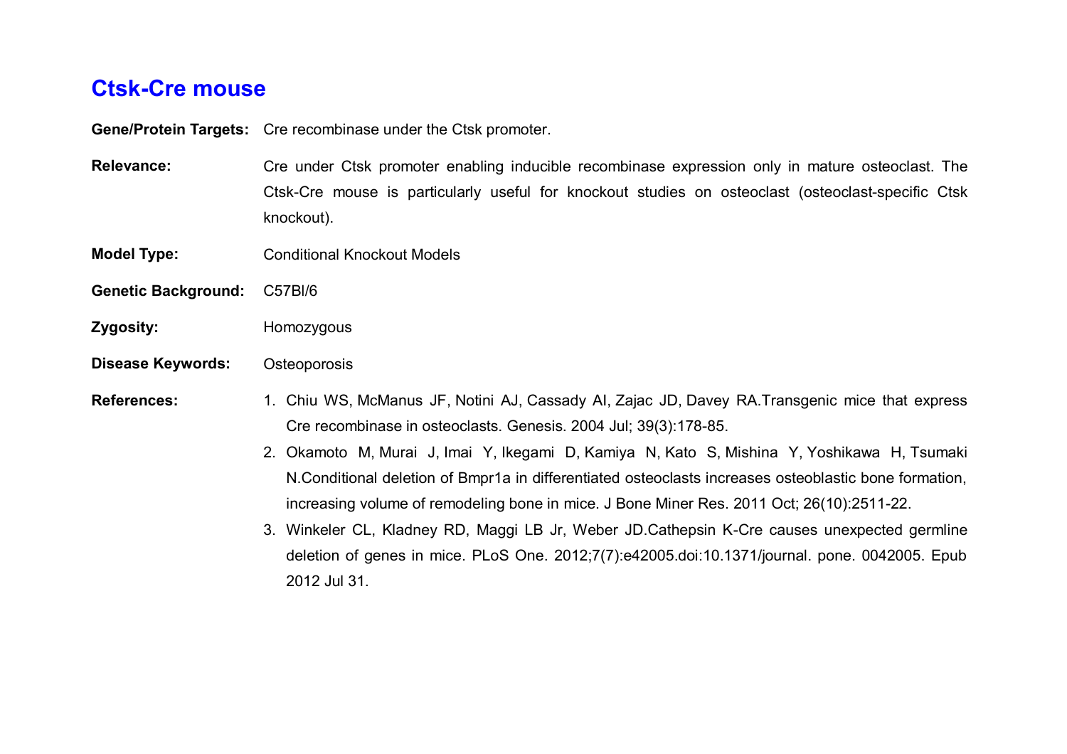# Ctsk-Cre mouse

**Gene/Protein Targets:** Cre recombinase under the Ctsk promoter.

**Relevance:** Cre under Ctsk promoter enabling inducible recombinase expression only in mature osteoclast. The Ctsk-Cre mouse is particularly useful for knockout studies on osteoclast (osteoclast-specific Ctsk knockout).

**Model Type:** Conditional Knockout Models

**Genetic Background:** C57Bl/6

**Zygosity:** Homozygous

**Disease Keywords:** Osteoporosis

**References:**

1. Chiu WS, McManus JF, Notini AJ, Cassady AI, Zajac JD, Davey RA.Transgenic mice that express Cre recombinase in osteoclasts. Genesis. 2004 Jul; 39(3):178-85.
2. Okamoto M, Murai J, Imai Y, Ikegami D, Kamiya N, Kato S, Mishina Y, Yoshikawa H, Tsumaki N.Conditional deletion of Bmpr1a in differentiated osteoclasts increases osteoblastic bone formation, increasing volume of remodeling bone in mice. J Bone Miner Res. 2011 Oct; 26(10):2511-22.
3. Winkeler CL, Kladney RD, Maggi LB Jr, Weber JD.Cathepsin K-Cre causes unexpected germline deletion of genes in mice. PLoS One. 2012;7(7):e42005.doi:10.1371/journal. pone. 0042005. Epub 2012 Jul 31.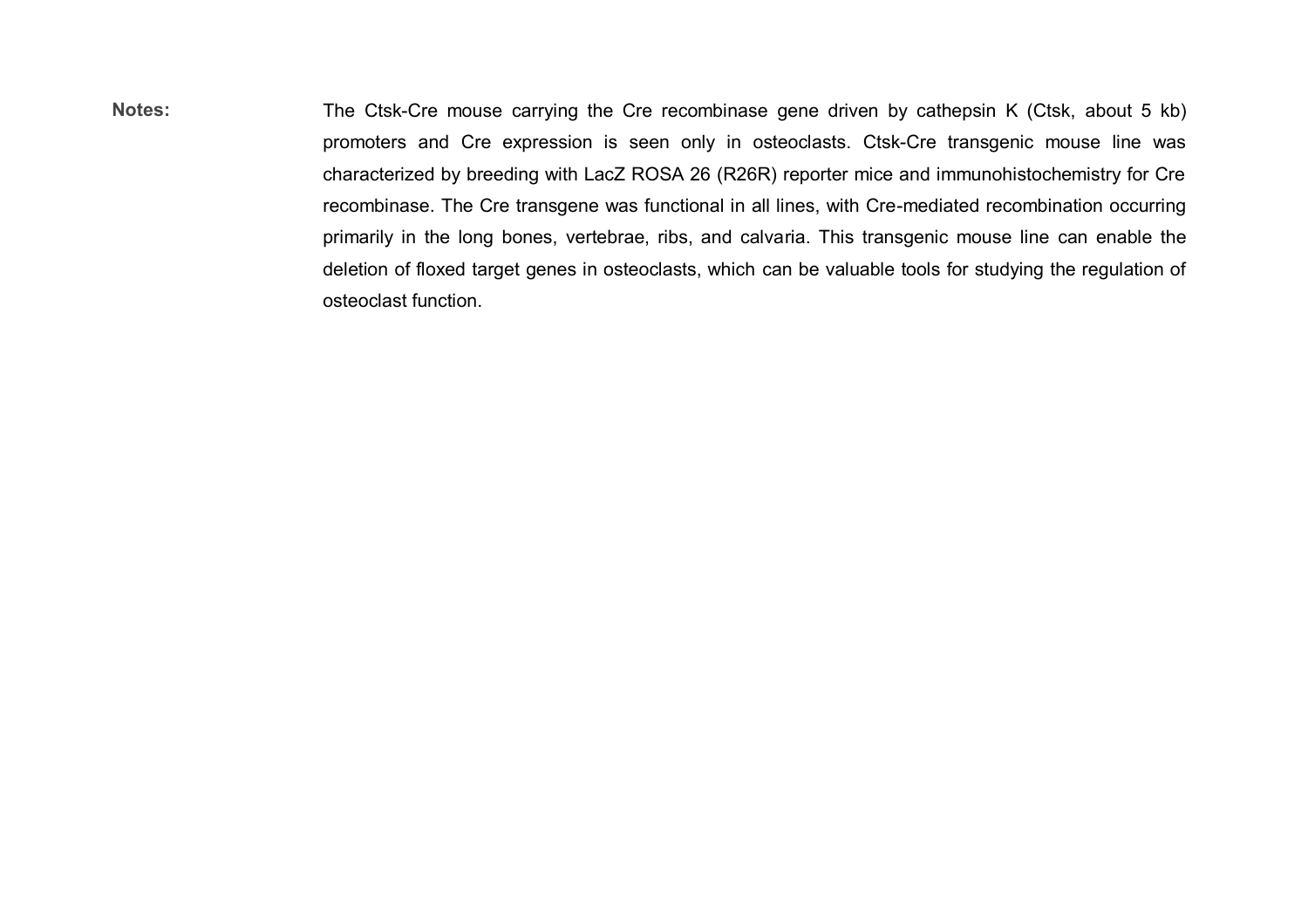**Notes:** The Ctsk-Cre mouse carrying the Cre recombinase gene driven by cathepsin K (Ctsk, about 5 kb) promoters and Cre expression is seen only in osteoclasts. Ctsk-Cre transgenic mouse line was characterized by breeding with LacZ ROSA 26 (R26R) reporter mice and immunohistochemistry for Cre recombinase. The Cre transgene was functional in all lines, with Cre-mediated recombination occurring primarily in the long bones, vertebrae, ribs, and calvaria. This transgenic mouse line can enable the deletion of floxed target genes in osteoclasts, which can be valuable tools for studying the regulation of osteoclast function.